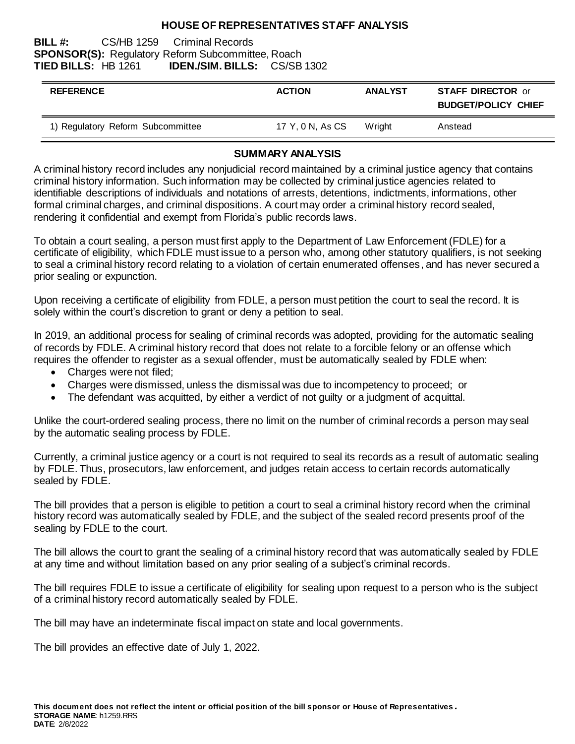# HOUSE OF REPRESENTATIVES STAFF ANALYSIS

**BILL #:** CS/HB 1259 Criminal Records
**SPONSOR(S):** Regulatory Reform Subcommittee, Roach
**TIED BILLS:** HB 1261 **IDEN./SIM. BILLS:** CS/SB 1302

| REFERENCE | ACTION | ANALYST | STAFF DIRECTOR or BUDGET/POLICY CHIEF |
|---|---|---|---|
| 1) Regulatory Reform Subcommittee | 17 Y, 0 N, As CS | Wright | Anstead |

## SUMMARY ANALYSIS

A criminal history record includes any nonjudicial record maintained by a criminal justice agency that contains criminal history information. Such information may be collected by criminal justice agencies related to identifiable descriptions of individuals and notations of arrests, detentions, indictments, informations, other formal criminal charges, and criminal dispositions. A court may order a criminal history record sealed, rendering it confidential and exempt from Florida's public records laws.

To obtain a court sealing, a person must first apply to the Department of Law Enforcement (FDLE) for a certificate of eligibility, which FDLE must issue to a person who, among other statutory qualifiers, is not seeking to seal a criminal history record relating to a violation of certain enumerated offenses, and has never secured a prior sealing or expunction.

Upon receiving a certificate of eligibility from FDLE, a person must petition the court to seal the record. It is solely within the court's discretion to grant or deny a petition to seal.

In 2019, an additional process for sealing of criminal records was adopted, providing for the automatic sealing of records by FDLE. A criminal history record that does not relate to a forcible felony or an offense which requires the offender to register as a sexual offender, must be automatically sealed by FDLE when:

- Charges were not filed;
- Charges were dismissed, unless the dismissal was due to incompetency to proceed; or
- The defendant was acquitted, by either a verdict of not guilty or a judgment of acquittal.

Unlike the court-ordered sealing process, there no limit on the number of criminal records a person may seal by the automatic sealing process by FDLE.

Currently, a criminal justice agency or a court is not required to seal its records as a result of automatic sealing by FDLE. Thus, prosecutors, law enforcement, and judges retain access to certain records automatically sealed by FDLE.

The bill provides that a person is eligible to petition a court to seal a criminal history record when the criminal history record was automatically sealed by FDLE, and the subject of the sealed record presents proof of the sealing by FDLE to the court.

The bill allows the court to grant the sealing of a criminal history record that was automatically sealed by FDLE at any time and without limitation based on any prior sealing of a subject's criminal records.

The bill requires FDLE to issue a certificate of eligibility for sealing upon request to a person who is the subject of a criminal history record automatically sealed by FDLE.

The bill may have an indeterminate fiscal impact on state and local governments.

The bill provides an effective date of July 1, 2022.

**This document does not reflect the intent or official position of the bill sponsor or House of Representatives.**
**STORAGE NAME**: h1259.RRS
**DATE**: 2/8/2022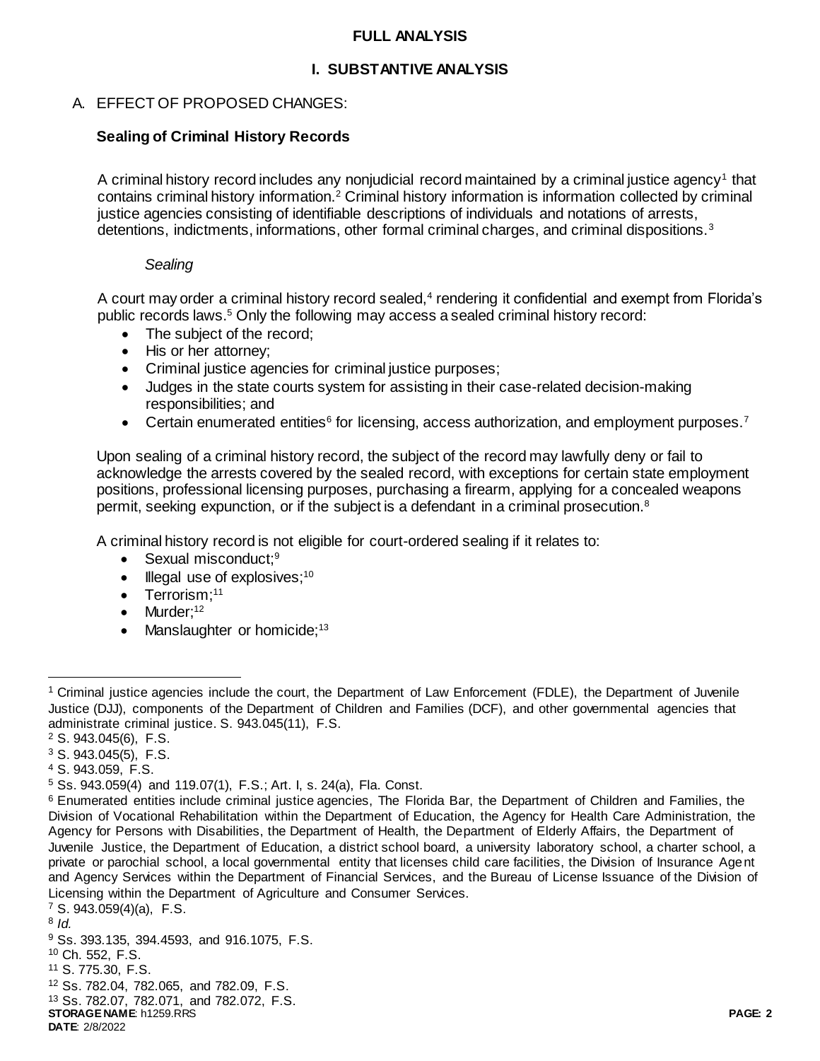# FULL ANALYSIS

## I. SUBSTANTIVE ANALYSIS

### A. EFFECT OF PROPOSED CHANGES:

**Sealing of Criminal History Records**

A criminal history record includes any nonjudicial record maintained by a criminal justice agency[1] that contains criminal history information.[2] Criminal history information is information collected by criminal justice agencies consisting of identifiable descriptions of individuals and notations of arrests, detentions, indictments, informations, other formal criminal charges, and criminal dispositions.[3]

*Sealing*

A court may order a criminal history record sealed,[4] rendering it confidential and exempt from Florida's public records laws.[5] Only the following may access a sealed criminal history record:

- The subject of the record;
- His or her attorney;
- Criminal justice agencies for criminal justice purposes;
- Judges in the state courts system for assisting in their case-related decision-making responsibilities; and
- Certain enumerated entities[6] for licensing, access authorization, and employment purposes.[7]

Upon sealing of a criminal history record, the subject of the record may lawfully deny or fail to acknowledge the arrests covered by the sealed record, with exceptions for certain state employment positions, professional licensing purposes, purchasing a firearm, applying for a concealed weapons permit, seeking expunction, or if the subject is a defendant in a criminal prosecution.[8]

A criminal history record is not eligible for court-ordered sealing if it relates to:

- Sexual misconduct;[9]
- Illegal use of explosives;[10]
- Terrorism;[11]
- Murder;[12]
- Manslaughter or homicide;[13]

---

[1] Criminal justice agencies include the court, the Department of Law Enforcement (FDLE), the Department of Juvenile Justice (DJJ), components of the Department of Children and Families (DCF), and other governmental agencies that administrate criminal justice. S. 943.045(11), F.S.

[2] S. 943.045(6), F.S.

[3] S. 943.045(5), F.S.

[4] S. 943.059, F.S.

[5] Ss. 943.059(4) and 119.07(1), F.S.; Art. I, s. 24(a), Fla. Const.

[6] Enumerated entities include criminal justice agencies, The Florida Bar, the Department of Children and Families, the Division of Vocational Rehabilitation within the Department of Education, the Agency for Health Care Administration, the Agency for Persons with Disabilities, the Department of Health, the Department of Elderly Affairs, the Department of Juvenile Justice, the Department of Education, a district school board, a university laboratory school, a charter school, a private or parochial school, a local governmental entity that licenses child care facilities, the Division of Insurance Agent and Agency Services within the Department of Financial Services, and the Bureau of License Issuance of the Division of Licensing within the Department of Agriculture and Consumer Services.

[7] S. 943.059(4)(a), F.S.

[8] *Id.*

[9] Ss. 393.135, 394.4593, and 916.1075, F.S.

[10] Ch. 552, F.S.

[11] S. 775.30, F.S.

[12] Ss. 782.04, 782.065, and 782.09, F.S.

[13] Ss. 782.07, 782.071, and 782.072, F.S.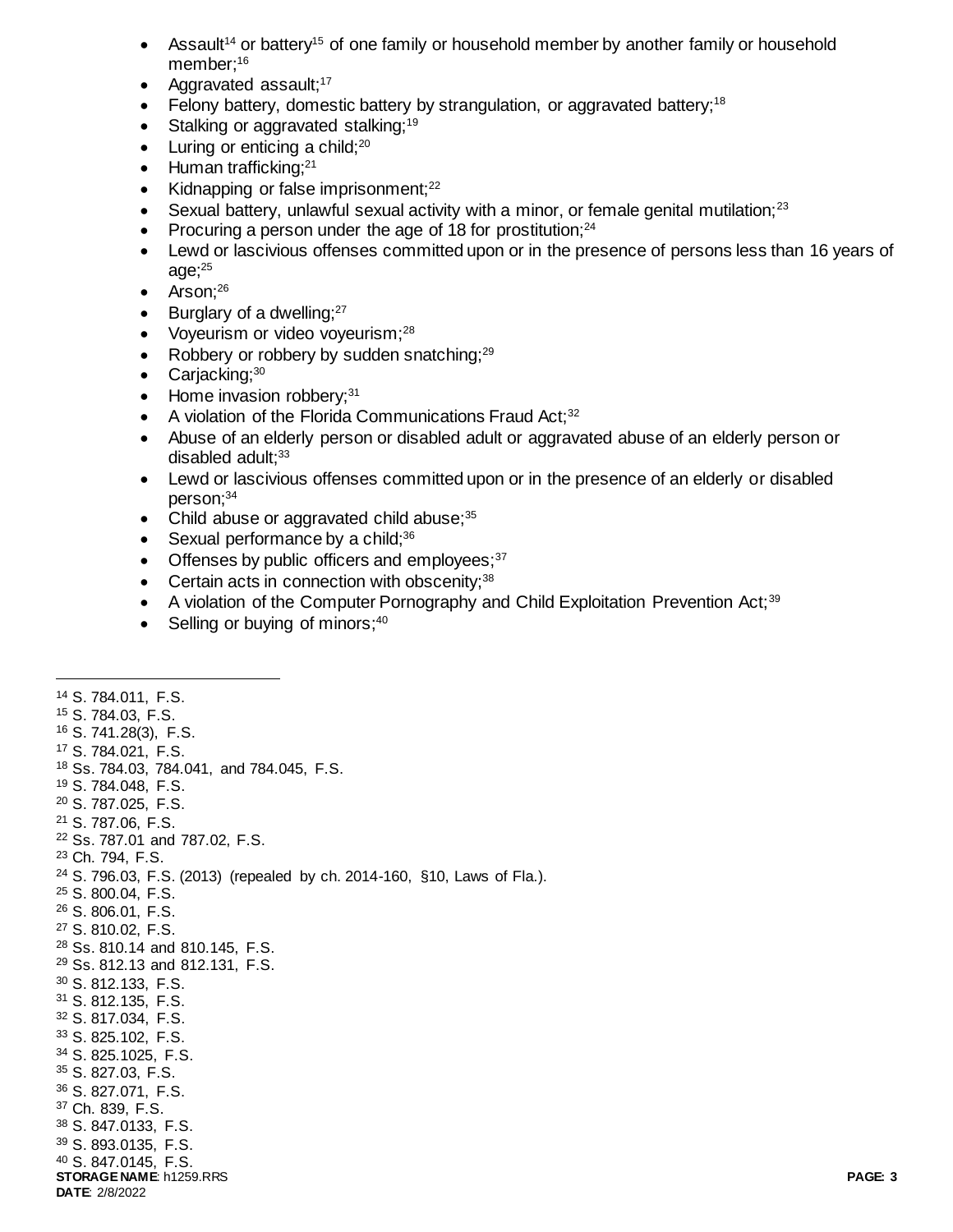- Assault[14] or battery[15] of one family or household member by another family or household member;[16]
- Aggravated assault;[17]
- Felony battery, domestic battery by strangulation, or aggravated battery;[18]
- Stalking or aggravated stalking;[19]
- Luring or enticing a child;[20]
- Human trafficking;[21]
- Kidnapping or false imprisonment;[22]
- Sexual battery, unlawful sexual activity with a minor, or female genital mutilation;[23]
- Procuring a person under the age of 18 for prostitution;[24]
- Lewd or lascivious offenses committed upon or in the presence of persons less than 16 years of age;[25]
- Arson;[26]
- Burglary of a dwelling;[27]
- Voyeurism or video voyeurism;[28]
- Robbery or robbery by sudden snatching;[29]
- Carjacking;[30]
- Home invasion robbery;[31]
- A violation of the Florida Communications Fraud Act;[32]
- Abuse of an elderly person or disabled adult or aggravated abuse of an elderly person or disabled adult;[33]
- Lewd or lascivious offenses committed upon or in the presence of an elderly or disabled person;[34]
- Child abuse or aggravated child abuse;[35]
- Sexual performance by a child;[36]
- Offenses by public officers and employees;[37]
- Certain acts in connection with obscenity;[38]
- A violation of the Computer Pornography and Child Exploitation Prevention Act;[39]
- Selling or buying of minors;[40]

---

[14] S. 784.011, F.S.
[15] S. 784.03, F.S.
[16] S. 741.28(3), F.S.
[17] S. 784.021, F.S.
[18] Ss. 784.03, 784.041, and 784.045, F.S.
[19] S. 784.048, F.S.
[20] S. 787.025, F.S.
[21] S. 787.06, F.S.
[22] Ss. 787.01 and 787.02, F.S.
[23] Ch. 794, F.S.
[24] S. 796.03, F.S. (2013) (repealed by ch. 2014-160, §10, Laws of Fla.).
[25] S. 800.04, F.S.
[26] S. 806.01, F.S.
[27] S. 810.02, F.S.
[28] Ss. 810.14 and 810.145, F.S.
[29] Ss. 812.13 and 812.131, F.S.
[30] S. 812.133, F.S.
[31] S. 812.135, F.S.
[32] S. 817.034, F.S.
[33] S. 825.102, F.S.
[34] S. 825.1025, F.S.
[35] S. 827.03, F.S.
[36] S. 827.071, F.S.
[37] Ch. 839, F.S.
[38] S. 847.0133, F.S.
[39] S. 893.0135, F.S.
[40] S. 847.0145, F.S.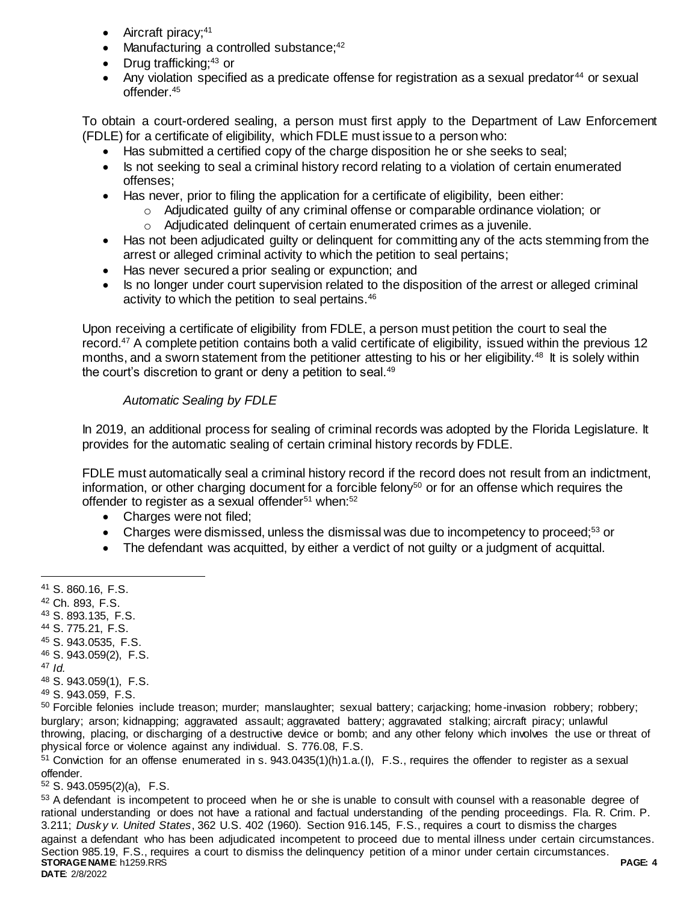- Aircraft piracy;[41]
- Manufacturing a controlled substance;[42]
- Drug trafficking;[43] or
- Any violation specified as a predicate offense for registration as a sexual predator[44] or sexual offender.[45]

To obtain a court-ordered sealing, a person must first apply to the Department of Law Enforcement (FDLE) for a certificate of eligibility, which FDLE must issue to a person who:

- Has submitted a certified copy of the charge disposition he or she seeks to seal;
- Is not seeking to seal a criminal history record relating to a violation of certain enumerated offenses;
- Has never, prior to filing the application for a certificate of eligibility, been either:
  - Adjudicated guilty of any criminal offense or comparable ordinance violation; or
  - Adjudicated delinquent of certain enumerated crimes as a juvenile.
- Has not been adjudicated guilty or delinquent for committing any of the acts stemming from the arrest or alleged criminal activity to which the petition to seal pertains;
- Has never secured a prior sealing or expunction; and
- Is no longer under court supervision related to the disposition of the arrest or alleged criminal activity to which the petition to seal pertains.[46]

Upon receiving a certificate of eligibility from FDLE, a person must petition the court to seal the record.[47] A complete petition contains both a valid certificate of eligibility, issued within the previous 12 months, and a sworn statement from the petitioner attesting to his or her eligibility.[48] It is solely within the court's discretion to grant or deny a petition to seal.[49]

*Automatic Sealing by FDLE*

In 2019, an additional process for sealing of criminal records was adopted by the Florida Legislature. It provides for the automatic sealing of certain criminal history records by FDLE.

FDLE must automatically seal a criminal history record if the record does not result from an indictment, information, or other charging document for a forcible felony[50] or for an offense which requires the offender to register as a sexual offender[51] when:[52]

- Charges were not filed;
- Charges were dismissed, unless the dismissal was due to incompetency to proceed;[53] or
- The defendant was acquitted, by either a verdict of not guilty or a judgment of acquittal.

---

[41] S. 860.16, F.S.
[42] Ch. 893, F.S.
[43] S. 893.135, F.S.
[44] S. 775.21, F.S.
[45] S. 943.0535, F.S.
[46] S. 943.059(2), F.S.
[47] *Id.*
[48] S. 943.059(1), F.S.
[49] S. 943.059, F.S.
[50] Forcible felonies include treason; murder; manslaughter; sexual battery; carjacking; home-invasion robbery; robbery; burglary; arson; kidnapping; aggravated assault; aggravated battery; aggravated stalking; aircraft piracy; unlawful throwing, placing, or discharging of a destructive device or bomb; and any other felony which involves the use or threat of physical force or violence against any individual. S. 776.08, F.S.
[51] Conviction for an offense enumerated in s. 943.0435(1)(h)1.a.(I), F.S., requires the offender to register as a sexual offender.
[52] S. 943.0595(2)(a), F.S.
[53] A defendant is incompetent to proceed when he or she is unable to consult with counsel with a reasonable degree of rational understanding or does not have a rational and factual understanding of the pending proceedings. Fla. R. Crim. P. 3.211; *Dusky v. United States*, 362 U.S. 402 (1960). Section 916.145, F.S., requires a court to dismiss the charges against a defendant who has been adjudicated incompetent to proceed due to mental illness under certain circumstances. Section 985.19, F.S., requires a court to dismiss the delinquency petition of a minor under certain circumstances.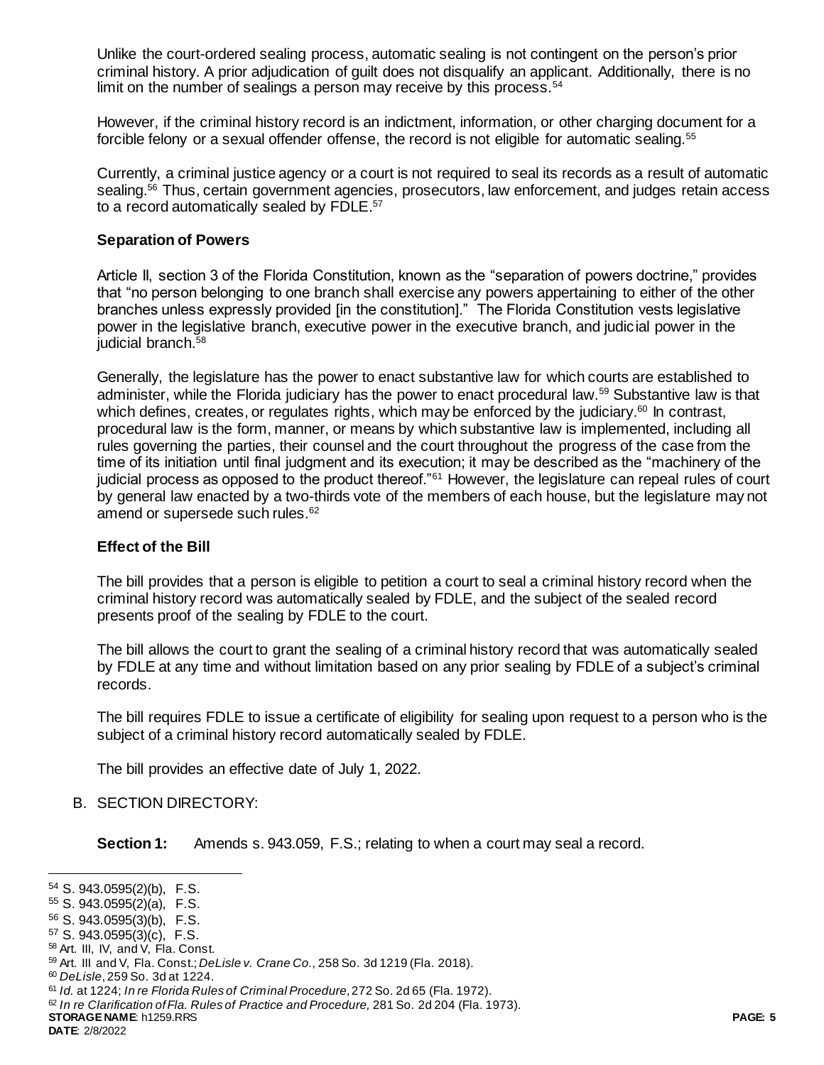Unlike the court-ordered sealing process, automatic sealing is not contingent on the person's prior criminal history. A prior adjudication of guilt does not disqualify an applicant. Additionally, there is no limit on the number of sealings a person may receive by this process.[54]

However, if the criminal history record is an indictment, information, or other charging document for a forcible felony or a sexual offender offense, the record is not eligible for automatic sealing.[55]

Currently, a criminal justice agency or a court is not required to seal its records as a result of automatic sealing.[56] Thus, certain government agencies, prosecutors, law enforcement, and judges retain access to a record automatically sealed by FDLE.[57]

### Separation of Powers

Article II, section 3 of the Florida Constitution, known as the "separation of powers doctrine," provides that "no person belonging to one branch shall exercise any powers appertaining to either of the other branches unless expressly provided [in the constitution]." The Florida Constitution vests legislative power in the legislative branch, executive power in the executive branch, and judicial power in the judicial branch.[58]

Generally, the legislature has the power to enact substantive law for which courts are established to administer, while the Florida judiciary has the power to enact procedural law.[59] Substantive law is that which defines, creates, or regulates rights, which may be enforced by the judiciary.[60] In contrast, procedural law is the form, manner, or means by which substantive law is implemented, including all rules governing the parties, their counsel and the court throughout the progress of the case from the time of its initiation until final judgment and its execution; it may be described as the "machinery of the judicial process as opposed to the product thereof."[61] However, the legislature can repeal rules of court by general law enacted by a two-thirds vote of the members of each house, but the legislature may not amend or supersede such rules.[62]

### Effect of the Bill

The bill provides that a person is eligible to petition a court to seal a criminal history record when the criminal history record was automatically sealed by FDLE, and the subject of the sealed record presents proof of the sealing by FDLE to the court.

The bill allows the court to grant the sealing of a criminal history record that was automatically sealed by FDLE at any time and without limitation based on any prior sealing by FDLE of a subject's criminal records.

The bill requires FDLE to issue a certificate of eligibility for sealing upon request to a person who is the subject of a criminal history record automatically sealed by FDLE.

The bill provides an effective date of July 1, 2022.

B. SECTION DIRECTORY:

**Section 1:** Amends s. 943.059, F.S.; relating to when a court may seal a record.

---

[54] S. 943.0595(2)(b), F.S.
[55] S. 943.0595(2)(a), F.S.
[56] S. 943.0595(3)(b), F.S.
[57] S. 943.0595(3)(c), F.S.
[58] Art. III, IV, and V, Fla. Const.
[59] Art. III and V, Fla. Const.; *DeLisle v. Crane Co.*, 258 So. 3d 1219 (Fla. 2018).
[60] *DeLisle*, 259 So. 3d at 1224.
[61] *Id.* at 1224; *In re Florida Rules of Criminal Procedure*, 272 So. 2d 65 (Fla. 1972).
[62] *In re Clarification of Fla. Rules of Practice and Procedure,* 281 So. 2d 204 (Fla. 1973).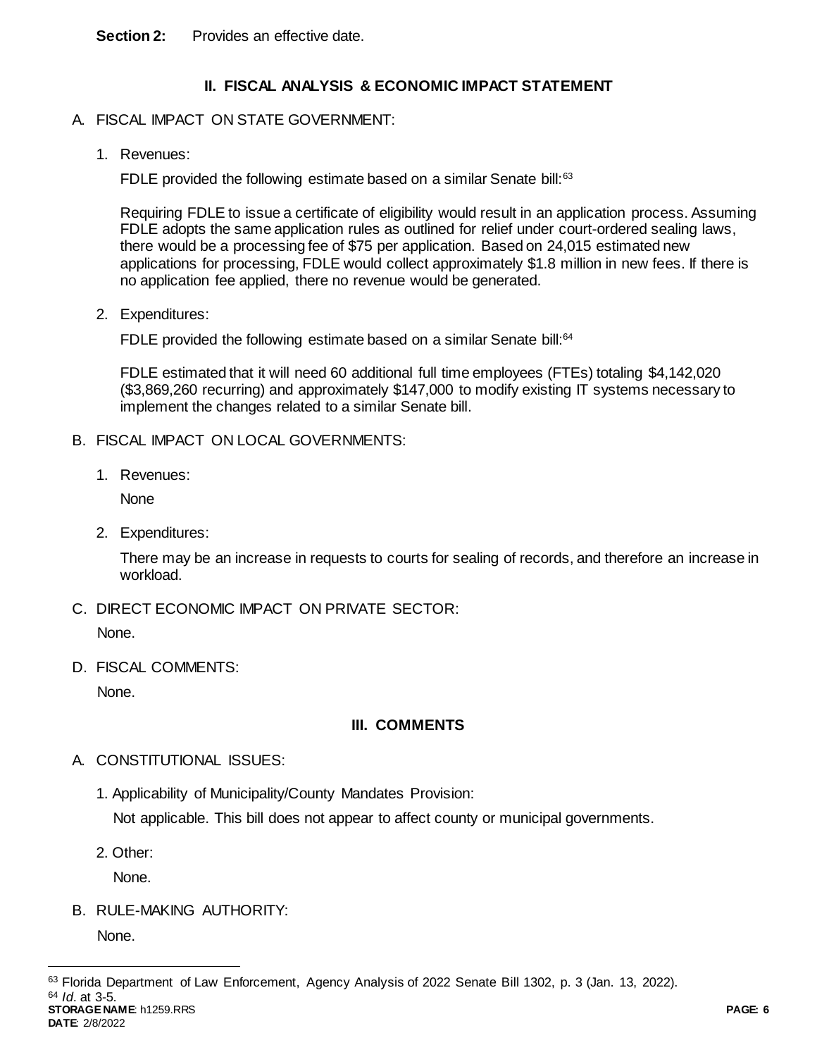**Section 2:** Provides an effective date.

## II. FISCAL ANALYSIS & ECONOMIC IMPACT STATEMENT

A. FISCAL IMPACT ON STATE GOVERNMENT:

1. Revenues:

   FDLE provided the following estimate based on a similar Senate bill:[63]

   Requiring FDLE to issue a certificate of eligibility would result in an application process. Assuming FDLE adopts the same application rules as outlined for relief under court-ordered sealing laws, there would be a processing fee of $75 per application. Based on 24,015 estimated new applications for processing, FDLE would collect approximately $1.8 million in new fees. If there is no application fee applied, there no revenue would be generated.

2. Expenditures:

   FDLE provided the following estimate based on a similar Senate bill:[64]

   FDLE estimated that it will need 60 additional full time employees (FTEs) totaling $4,142,020 ($3,869,260 recurring) and approximately $147,000 to modify existing IT systems necessary to implement the changes related to a similar Senate bill.

B. FISCAL IMPACT ON LOCAL GOVERNMENTS:

1. Revenues:

   None

2. Expenditures:

   There may be an increase in requests to courts for sealing of records, and therefore an increase in workload.

C. DIRECT ECONOMIC IMPACT ON PRIVATE SECTOR:

   None.

D. FISCAL COMMENTS:

   None.

## III. COMMENTS

A. CONSTITUTIONAL ISSUES:

1. Applicability of Municipality/County Mandates Provision:

   Not applicable. This bill does not appear to affect county or municipal governments.

2. Other:

   None.

B. RULE-MAKING AUTHORITY:

   None.

---

[63] Florida Department of Law Enforcement, Agency Analysis of 2022 Senate Bill 1302, p. 3 (Jan. 13, 2022).

[64] *Id*. at 3-5.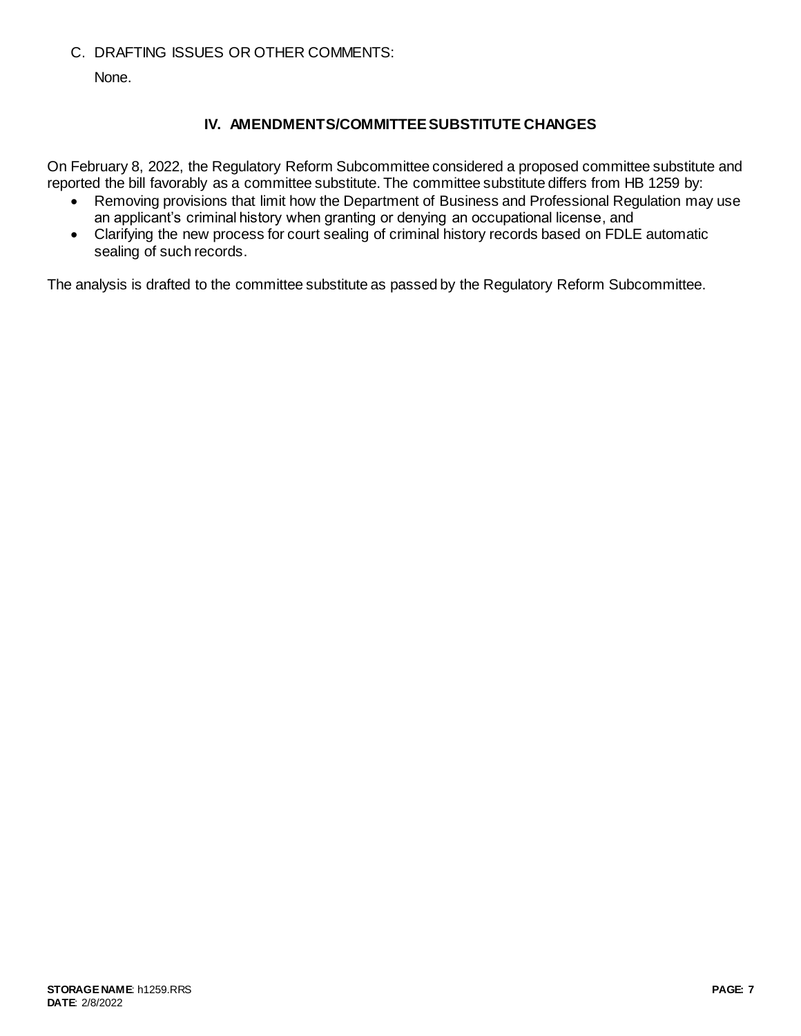C. DRAFTING ISSUES OR OTHER COMMENTS:

None.

## IV. AMENDMENTS/COMMITTEE SUBSTITUTE CHANGES

On February 8, 2022, the Regulatory Reform Subcommittee considered a proposed committee substitute and reported the bill favorably as a committee substitute. The committee substitute differs from HB 1259 by:

- Removing provisions that limit how the Department of Business and Professional Regulation may use an applicant's criminal history when granting or denying an occupational license, and
- Clarifying the new process for court sealing of criminal history records based on FDLE automatic sealing of such records.

The analysis is drafted to the committee substitute as passed by the Regulatory Reform Subcommittee.